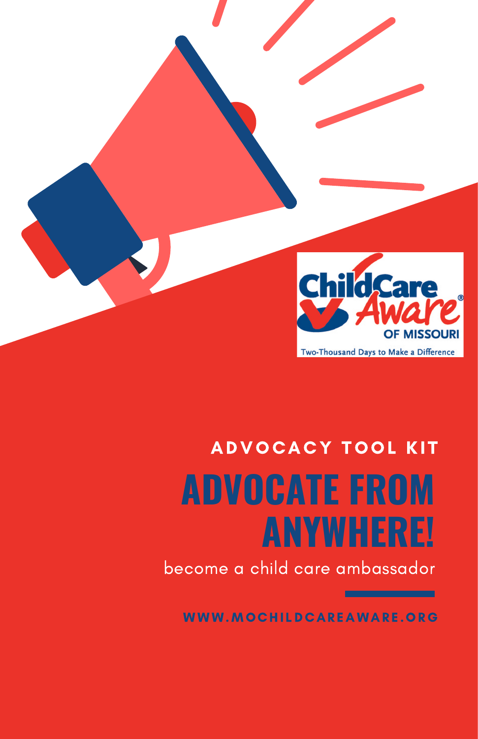ChildCare Aware® OF MISSOURI

Two-Thousand Days to Make a Difference

ADVOCACY TOOL KIT

# ADVOCATE FROM ANYWHERE!

become a child care ambassador

WWW.MOCHILDCAREAWARE.ORG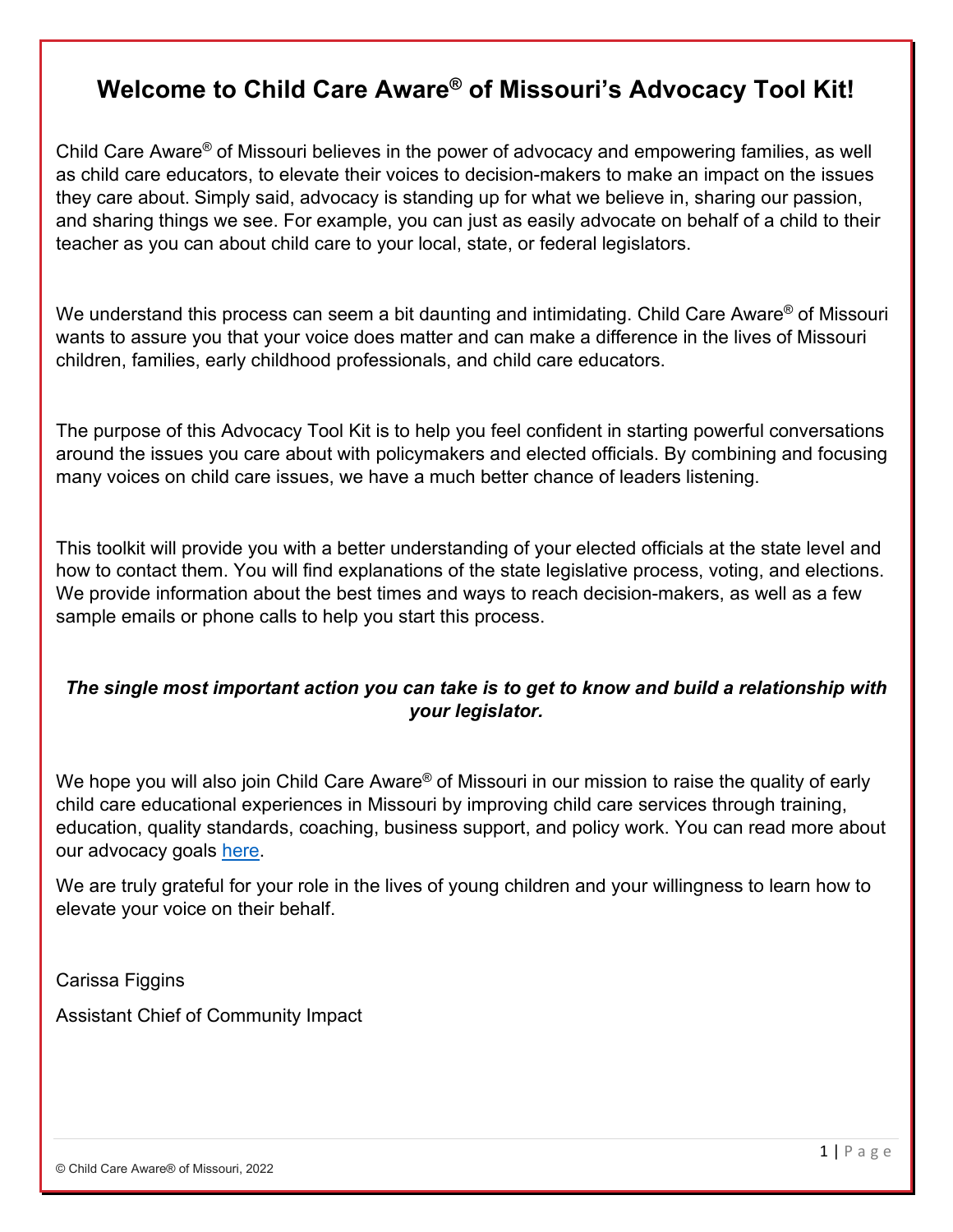# Welcome to Child Care Aware® of Missouri's Advocacy Tool Kit!

Child Care Aware® of Missouri believes in the power of advocacy and empowering families, as well as child care educators, to elevate their voices to decision-makers to make an impact on the issues they care about. Simply said, advocacy is standing up for what we believe in, sharing our passion, and sharing things we see. For example, you can just as easily advocate on behalf of a child to their teacher as you can about child care to your local, state, or federal legislators.

We understand this process can seem a bit daunting and intimidating. Child Care Aware® of Missouri wants to assure you that your voice does matter and can make a difference in the lives of Missouri children, families, early childhood professionals, and child care educators.

The purpose of this Advocacy Tool Kit is to help you feel confident in starting powerful conversations around the issues you care about with policymakers and elected officials. By combining and focusing many voices on child care issues, we have a much better chance of leaders listening.

This toolkit will provide you with a better understanding of your elected officials at the state level and how to contact them. You will find explanations of the state legislative process, voting, and elections. We provide information about the best times and ways to reach decision-makers, as well as a few sample emails or phone calls to help you start this process.

***The single most important action you can take is to get to know and build a relationship with your legislator.***

We hope you will also join Child Care Aware® of Missouri in our mission to raise the quality of early child care educational experiences in Missouri by improving child care services through training, education, quality standards, coaching, business support, and policy work. You can read more about our advocacy goals here.

We are truly grateful for your role in the lives of young children and your willingness to learn how to elevate your voice on their behalf.

Carissa Figgins

Assistant Chief of Community Impact

© Child Care Aware® of Missouri, 2022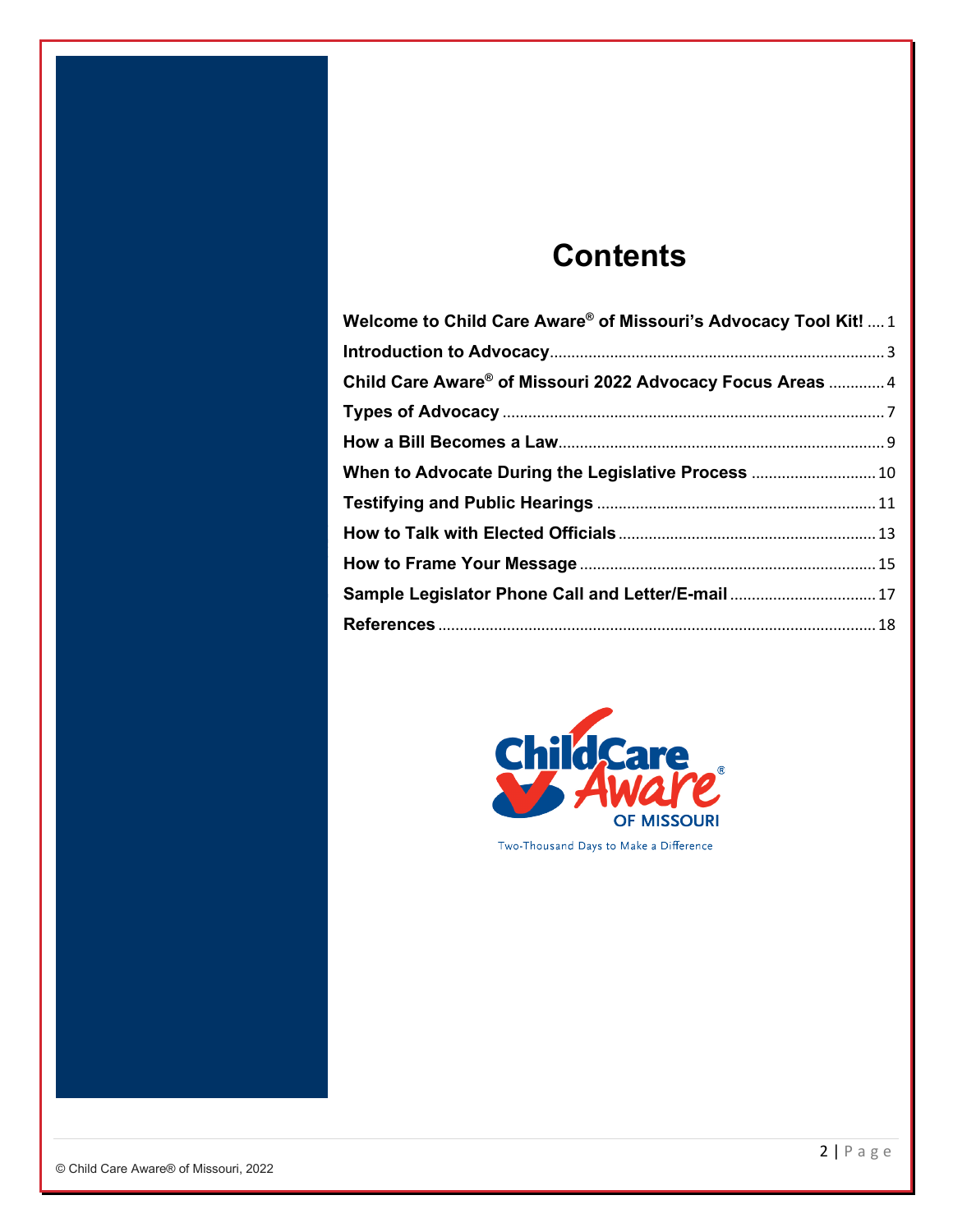# Contents

**Welcome to Child Care Aware® of Missouri's Advocacy Tool Kit!** .... 1

**Introduction to Advocacy** .... 3

**Child Care Aware® of Missouri 2022 Advocacy Focus Areas** .... 4

**Types of Advocacy** .... 7

**How a Bill Becomes a Law** .... 9

**When to Advocate During the Legislative Process** .... 10

**Testifying and Public Hearings** .... 11

**How to Talk with Elected Officials** .... 13

**How to Frame Your Message** .... 15

**Sample Legislator Phone Call and Letter/E-mail** .... 17

**References** .... 18

Two-Thousand Days to Make a Difference

© Child Care Aware® of Missouri, 2022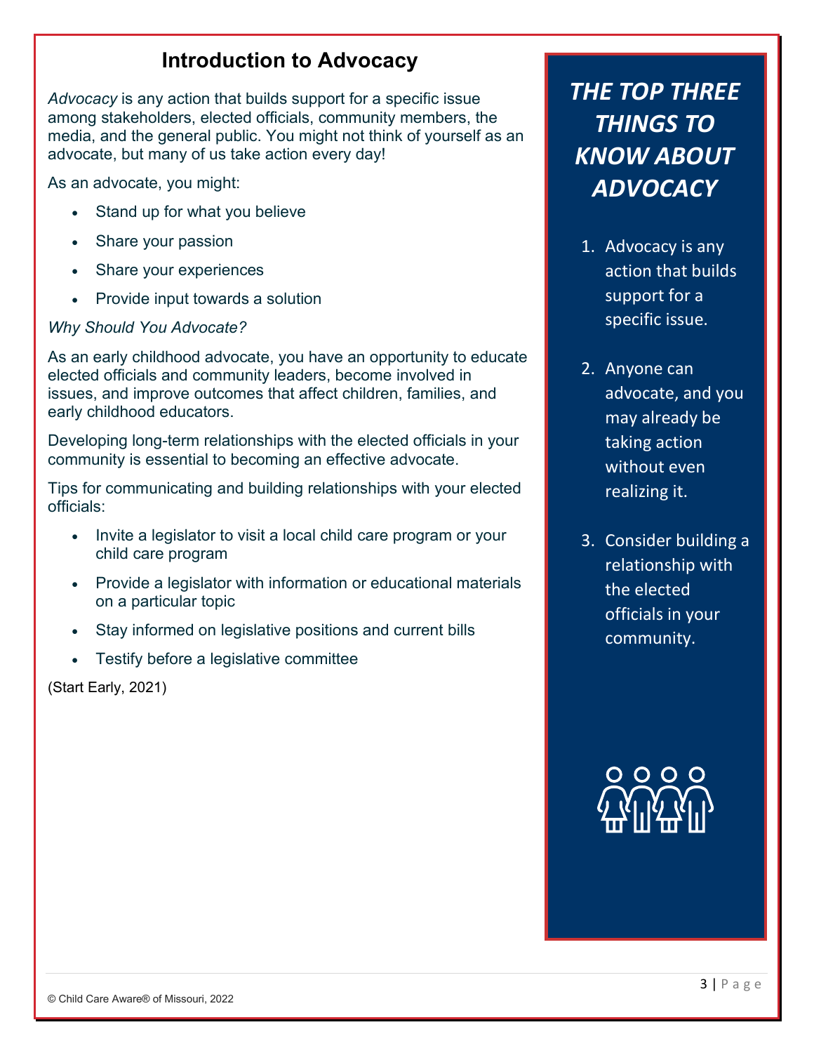## Introduction to Advocacy

*Advocacy* is any action that builds support for a specific issue among stakeholders, elected officials, community members, the media, and the general public. You might not think of yourself as an advocate, but many of us take action every day!

As an advocate, you might:

- Stand up for what you believe
- Share your passion
- Share your experiences
- Provide input towards a solution

*Why Should You Advocate?*

As an early childhood advocate, you have an opportunity to educate elected officials and community leaders, become involved in issues, and improve outcomes that affect children, families, and early childhood educators.

Developing long-term relationships with the elected officials in your community is essential to becoming an effective advocate.

Tips for communicating and building relationships with your elected officials:

- Invite a legislator to visit a local child care program or your child care program
- Provide a legislator with information or educational materials on a particular topic
- Stay informed on legislative positions and current bills
- Testify before a legislative committee

(Start Early, 2021)

### *THE TOP THREE THINGS TO KNOW ABOUT ADVOCACY*

1. Advocacy is any action that builds support for a specific issue.
2. Anyone can advocate, and you may already be taking action without even realizing it.
3. Consider building a relationship with the elected officials in your community.

© Child Care Aware® of Missouri, 2022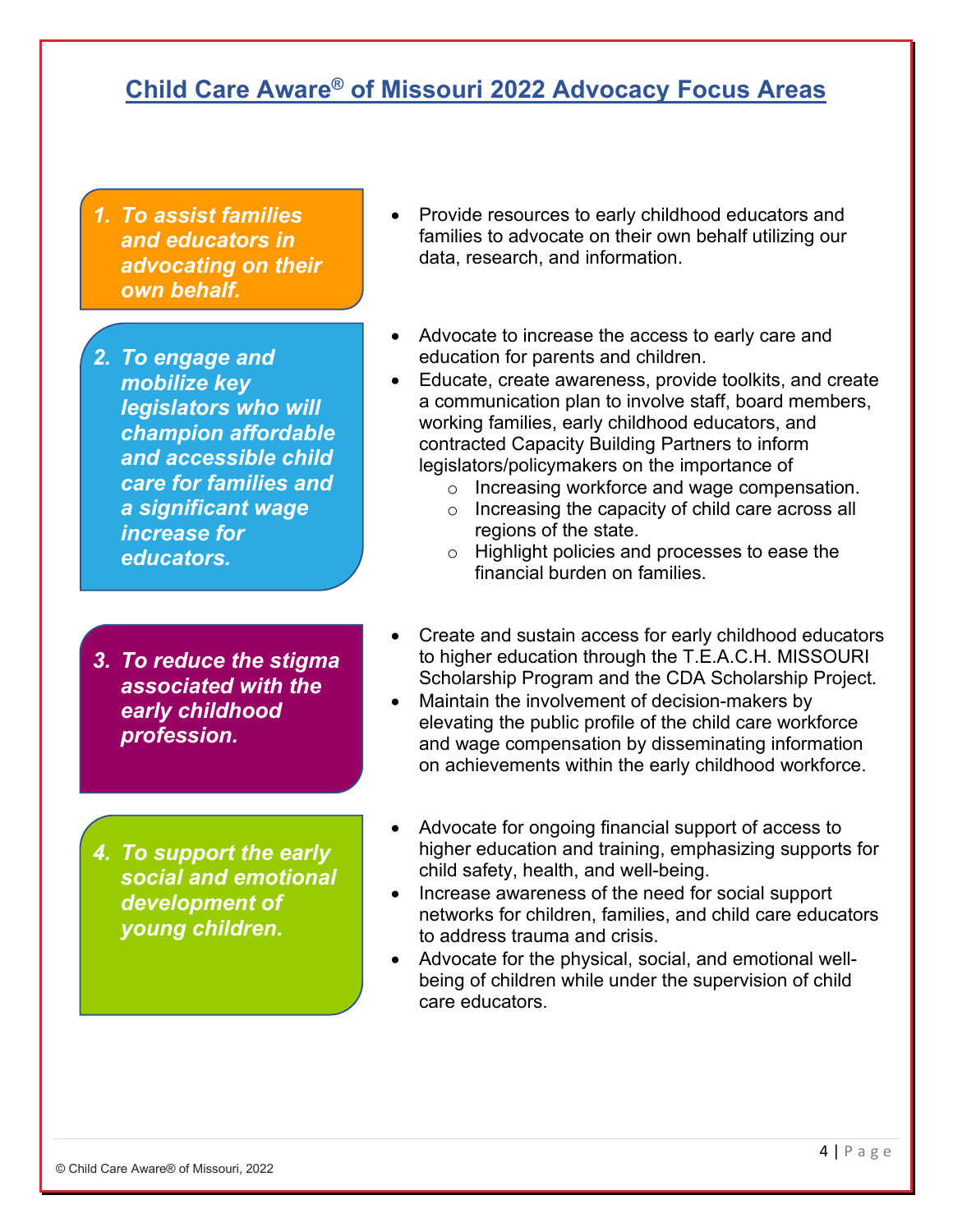# Child Care Aware® of Missouri 2022 Advocacy Focus Areas

***1. To assist families and educators in advocating on their own behalf.***

- Provide resources to early childhood educators and families to advocate on their own behalf utilizing our data, research, and information.

***2. To engage and mobilize key legislators who will champion affordable and accessible child care for families and a significant wage increase for educators.***

- Advocate to increase the access to early care and education for parents and children.
- Educate, create awareness, provide toolkits, and create a communication plan to involve staff, board members, working families, early childhood educators, and contracted Capacity Building Partners to inform legislators/policymakers on the importance of
  - Increasing workforce and wage compensation.
  - Increasing the capacity of child care across all regions of the state.
  - Highlight policies and processes to ease the financial burden on families.

***3. To reduce the stigma associated with the early childhood profession.***

- Create and sustain access for early childhood educators to higher education through the T.E.A.C.H. MISSOURI Scholarship Program and the CDA Scholarship Project.
- Maintain the involvement of decision-makers by elevating the public profile of the child care workforce and wage compensation by disseminating information on achievements within the early childhood workforce.

***4. To support the early social and emotional development of young children.***

- Advocate for ongoing financial support of access to higher education and training, emphasizing supports for child safety, health, and well-being.
- Increase awareness of the need for social support networks for children, families, and child care educators to address trauma and crisis.
- Advocate for the physical, social, and emotional well-being of children while under the supervision of child care educators.

© Child Care Aware® of Missouri, 2022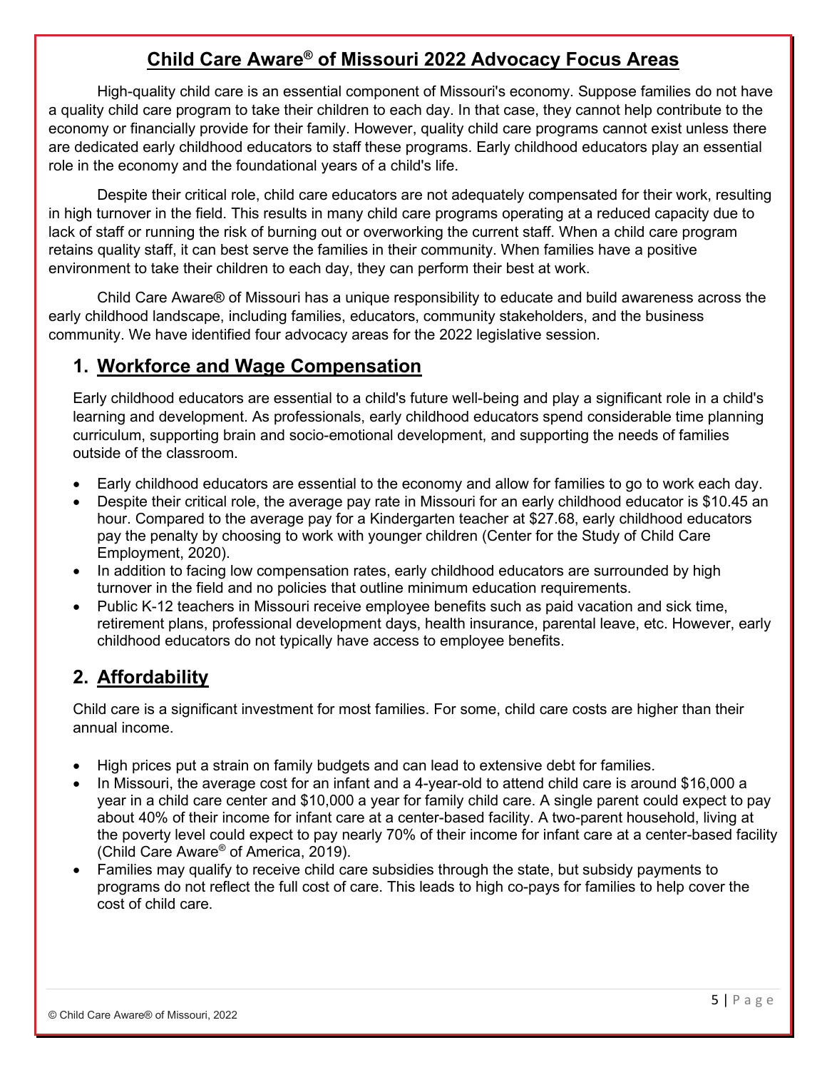# Child Care Aware® of Missouri 2022 Advocacy Focus Areas

High-quality child care is an essential component of Missouri's economy. Suppose families do not have a quality child care program to take their children to each day. In that case, they cannot help contribute to the economy or financially provide for their family. However, quality child care programs cannot exist unless there are dedicated early childhood educators to staff these programs. Early childhood educators play an essential role in the economy and the foundational years of a child's life.

Despite their critical role, child care educators are not adequately compensated for their work, resulting in high turnover in the field. This results in many child care programs operating at a reduced capacity due to lack of staff or running the risk of burning out or overworking the current staff. When a child care program retains quality staff, it can best serve the families in their community. When families have a positive environment to take their children to each day, they can perform their best at work.

Child Care Aware® of Missouri has a unique responsibility to educate and build awareness across the early childhood landscape, including families, educators, community stakeholders, and the business community. We have identified four advocacy areas for the 2022 legislative session.

## 1. Workforce and Wage Compensation

Early childhood educators are essential to a child's future well-being and play a significant role in a child's learning and development. As professionals, early childhood educators spend considerable time planning curriculum, supporting brain and socio-emotional development, and supporting the needs of families outside of the classroom.

- Early childhood educators are essential to the economy and allow for families to go to work each day.
- Despite their critical role, the average pay rate in Missouri for an early childhood educator is $10.45 an hour. Compared to the average pay for a Kindergarten teacher at $27.68, early childhood educators pay the penalty by choosing to work with younger children (Center for the Study of Child Care Employment, 2020).
- In addition to facing low compensation rates, early childhood educators are surrounded by high turnover in the field and no policies that outline minimum education requirements.
- Public K-12 teachers in Missouri receive employee benefits such as paid vacation and sick time, retirement plans, professional development days, health insurance, parental leave, etc. However, early childhood educators do not typically have access to employee benefits.

## 2. Affordability

Child care is a significant investment for most families. For some, child care costs are higher than their annual income.

- High prices put a strain on family budgets and can lead to extensive debt for families.
- In Missouri, the average cost for an infant and a 4-year-old to attend child care is around $16,000 a year in a child care center and $10,000 a year for family child care. A single parent could expect to pay about 40% of their income for infant care at a center-based facility. A two-parent household, living at the poverty level could expect to pay nearly 70% of their income for infant care at a center-based facility (Child Care Aware® of America, 2019).
- Families may qualify to receive child care subsidies through the state, but subsidy payments to programs do not reflect the full cost of care. This leads to high co-pays for families to help cover the cost of child care.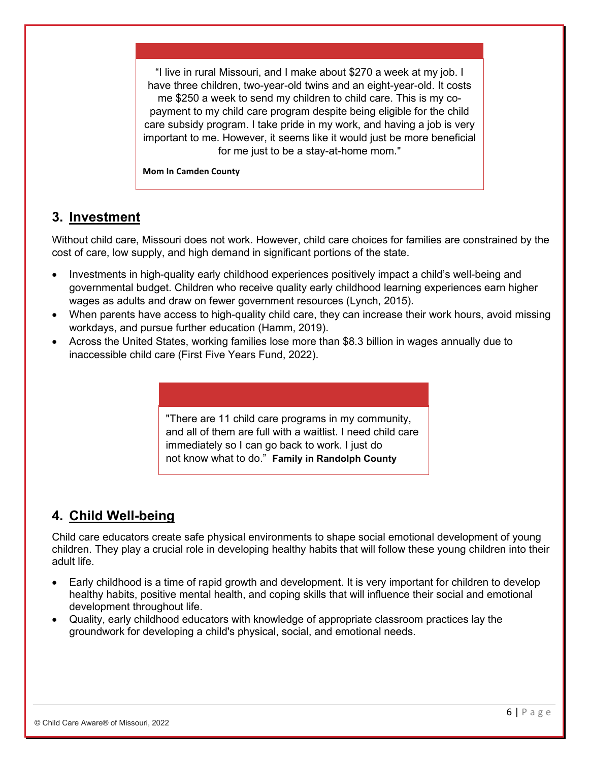> "I live in rural Missouri, and I make about $270 a week at my job. I have three children, two-year-old twins and an eight-year-old. It costs me $250 a week to send my children to child care. This is my co-payment to my child care program despite being eligible for the child care subsidy program. I take pride in my work, and having a job is very important to me. However, it seems like it would just be more beneficial for me just to be a stay-at-home mom."
>
> **Mom In Camden County**

## 3. Investment

Without child care, Missouri does not work. However, child care choices for families are constrained by the cost of care, low supply, and high demand in significant portions of the state.

- Investments in high-quality early childhood experiences positively impact a child's well-being and governmental budget. Children who receive quality early childhood learning experiences earn higher wages as adults and draw on fewer government resources (Lynch, 2015).
- When parents have access to high-quality child care, they can increase their work hours, avoid missing workdays, and pursue further education (Hamm, 2019).
- Across the United States, working families lose more than $8.3 billion in wages annually due to inaccessible child care (First Five Years Fund, 2022).

> "There are 11 child care programs in my community, and all of them are full with a waitlist. I need child care immediately so I can go back to work. I just do not know what to do." **Family in Randolph County**

## 4. Child Well-being

Child care educators create safe physical environments to shape social emotional development of young children. They play a crucial role in developing healthy habits that will follow these young children into their adult life.

- Early childhood is a time of rapid growth and development. It is very important for children to develop healthy habits, positive mental health, and coping skills that will influence their social and emotional development throughout life.
- Quality, early childhood educators with knowledge of appropriate classroom practices lay the groundwork for developing a child's physical, social, and emotional needs.

© Child Care Aware® of Missouri, 2022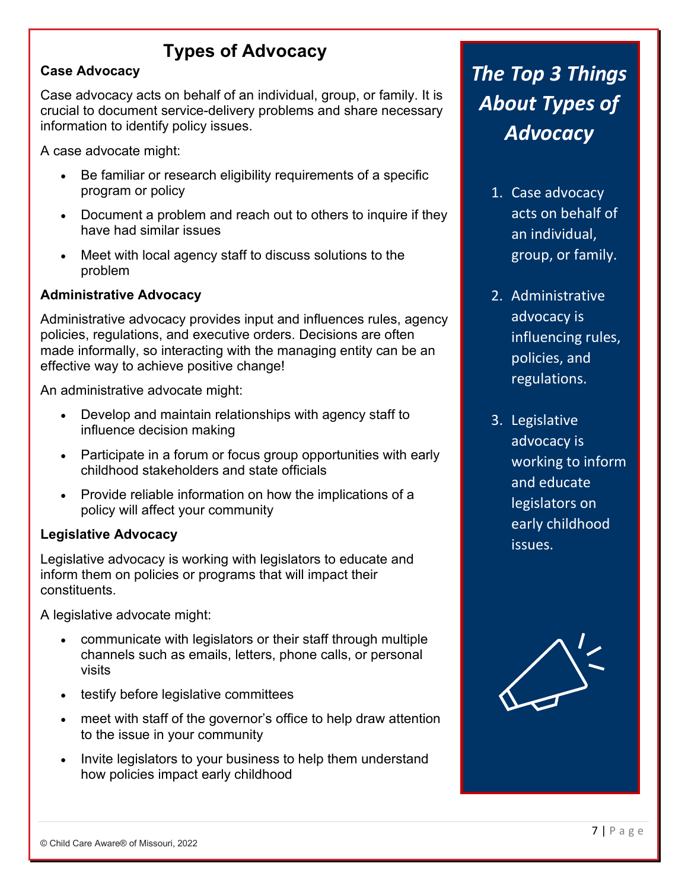# Types of Advocacy

### Case Advocacy

Case advocacy acts on behalf of an individual, group, or family. It is crucial to document service-delivery problems and share necessary information to identify policy issues.

A case advocate might:

- Be familiar or research eligibility requirements of a specific program or policy
- Document a problem and reach out to others to inquire if they have had similar issues
- Meet with local agency staff to discuss solutions to the problem

### Administrative Advocacy

Administrative advocacy provides input and influences rules, agency policies, regulations, and executive orders. Decisions are often made informally, so interacting with the managing entity can be an effective way to achieve positive change!

An administrative advocate might:

- Develop and maintain relationships with agency staff to influence decision making
- Participate in a forum or focus group opportunities with early childhood stakeholders and state officials
- Provide reliable information on how the implications of a policy will affect your community

### Legislative Advocacy

Legislative advocacy is working with legislators to educate and inform them on policies or programs that will impact their constituents.

A legislative advocate might:

- communicate with legislators or their staff through multiple channels such as emails, letters, phone calls, or personal visits
- testify before legislative committees
- meet with staff of the governor's office to help draw attention to the issue in your community
- Invite legislators to your business to help them understand how policies impact early childhood

## *The Top 3 Things About Types of Advocacy*

1. Case advocacy acts on behalf of an individual, group, or family.
2. Administrative advocacy is influencing rules, policies, and regulations.
3. Legislative advocacy is working to inform and educate legislators on early childhood issues.

© Child Care Aware® of Missouri, 2022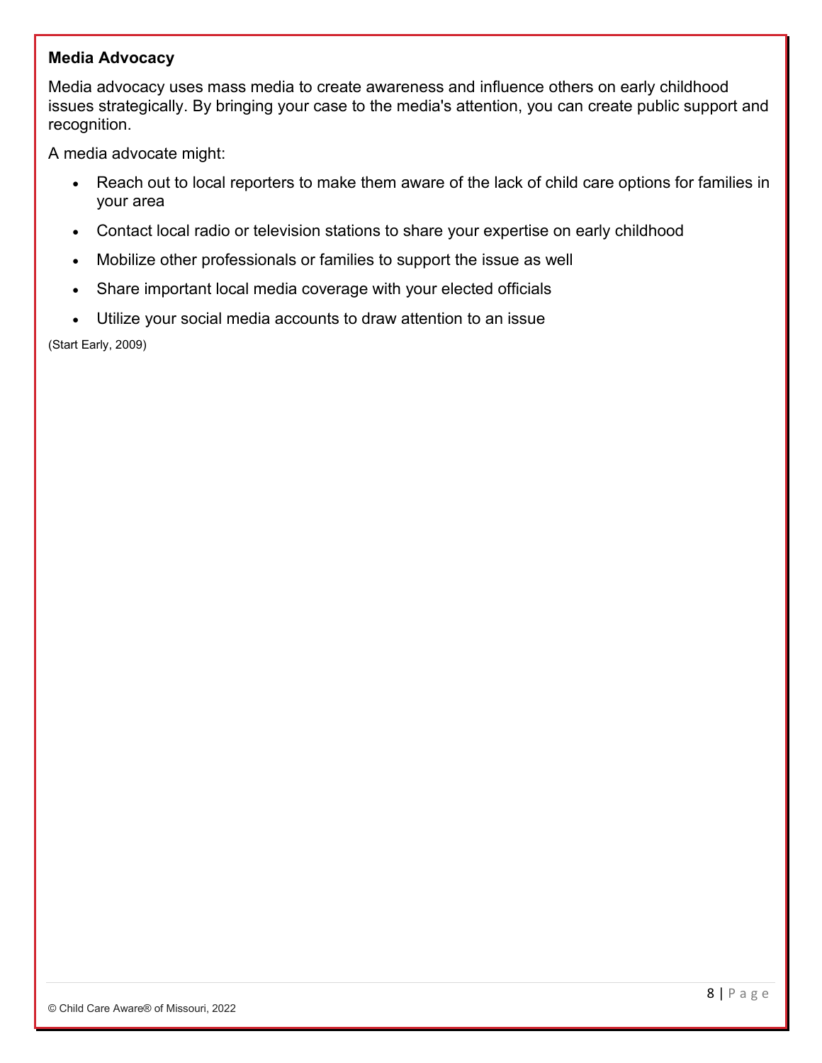**Media Advocacy**

Media advocacy uses mass media to create awareness and influence others on early childhood issues strategically. By bringing your case to the media's attention, you can create public support and recognition.

A media advocate might:

- Reach out to local reporters to make them aware of the lack of child care options for families in your area
- Contact local radio or television stations to share your expertise on early childhood
- Mobilize other professionals or families to support the issue as well
- Share important local media coverage with your elected officials
- Utilize your social media accounts to draw attention to an issue

(Start Early, 2009)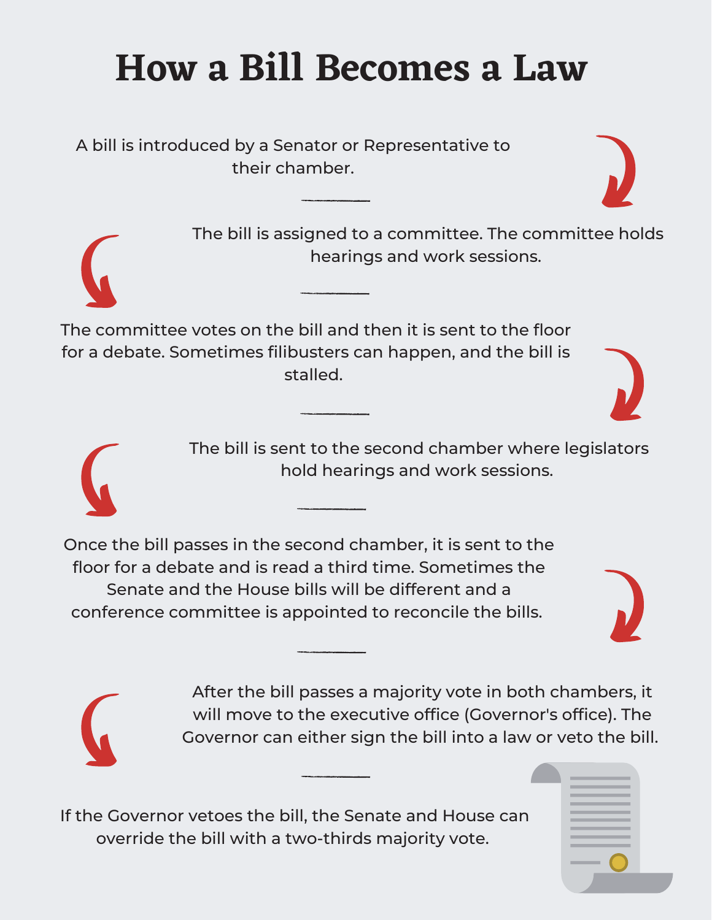# How a Bill Becomes a Law

A bill is introduced by a Senator or Representative to their chamber.

---

The bill is assigned to a committee. The committee holds hearings and work sessions.

---

The committee votes on the bill and then it is sent to the floor for a debate. Sometimes filibusters can happen, and the bill is stalled.

---

The bill is sent to the second chamber where legislators hold hearings and work sessions.

---

Once the bill passes in the second chamber, it is sent to the floor for a debate and is read a third time. Sometimes the Senate and the House bills will be different and a conference committee is appointed to reconcile the bills.

---

After the bill passes a majority vote in both chambers, it will move to the executive office (Governor's office). The Governor can either sign the bill into a law or veto the bill.

---

If the Governor vetoes the bill, the Senate and House can override the bill with a two-thirds majority vote.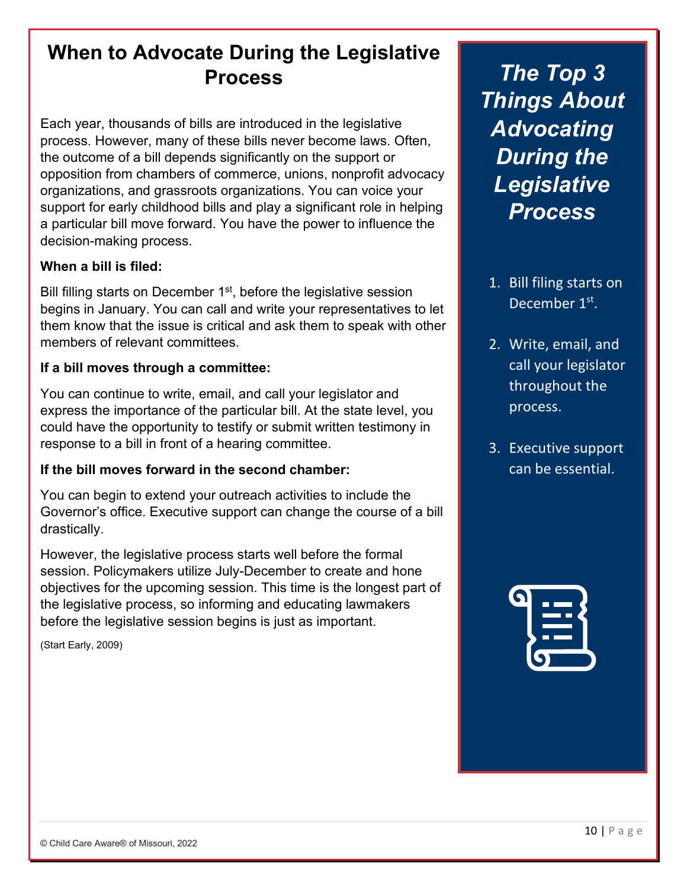# When to Advocate During the Legislative Process

Each year, thousands of bills are introduced in the legislative process. However, many of these bills never become laws. Often, the outcome of a bill depends significantly on the support or opposition from chambers of commerce, unions, nonprofit advocacy organizations, and grassroots organizations. You can voice your support for early childhood bills and play a significant role in helping a particular bill move forward. You have the power to influence the decision-making process.

**When a bill is filed:**

Bill filling starts on December 1st, before the legislative session begins in January. You can call and write your representatives to let them know that the issue is critical and ask them to speak with other members of relevant committees.

**If a bill moves through a committee:**

You can continue to write, email, and call your legislator and express the importance of the particular bill. At the state level, you could have the opportunity to testify or submit written testimony in response to a bill in front of a hearing committee.

**If the bill moves forward in the second chamber:**

You can begin to extend your outreach activities to include the Governor's office. Executive support can change the course of a bill drastically.

However, the legislative process starts well before the formal session. Policymakers utilize July-December to create and hone objectives for the upcoming session. This time is the longest part of the legislative process, so informing and educating lawmakers before the legislative session begins is just as important.

(Start Early, 2009)

## *The Top 3 Things About Advocating During the Legislative Process*

1. Bill filing starts on December 1st.
2. Write, email, and call your legislator throughout the process.
3. Executive support can be essential.

© Child Care Aware® of Missouri, 2022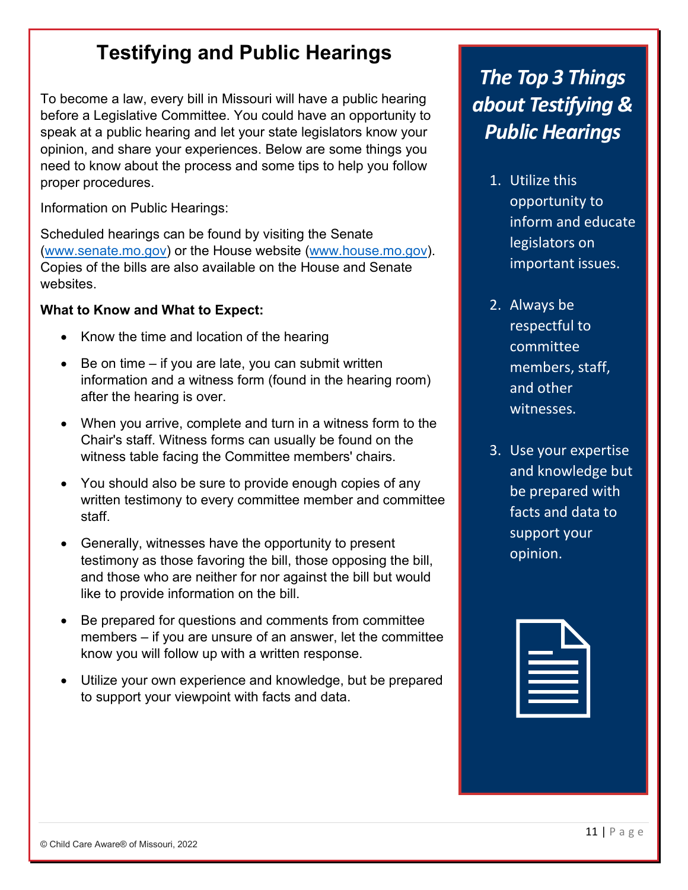# Testifying and Public Hearings

To become a law, every bill in Missouri will have a public hearing before a Legislative Committee. You could have an opportunity to speak at a public hearing and let your state legislators know your opinion, and share your experiences. Below are some things you need to know about the process and some tips to help you follow proper procedures.

Information on Public Hearings:

Scheduled hearings can be found by visiting the Senate (www.senate.mo.gov) or the House website (www.house.mo.gov). Copies of the bills are also available on the House and Senate websites.

**What to Know and What to Expect:**

- Know the time and location of the hearing
- Be on time – if you are late, you can submit written information and a witness form (found in the hearing room) after the hearing is over.
- When you arrive, complete and turn in a witness form to the Chair's staff. Witness forms can usually be found on the witness table facing the Committee members' chairs.
- You should also be sure to provide enough copies of any written testimony to every committee member and committee staff.
- Generally, witnesses have the opportunity to present testimony as those favoring the bill, those opposing the bill, and those who are neither for nor against the bill but would like to provide information on the bill.
- Be prepared for questions and comments from committee members – if you are unsure of an answer, let the committee know you will follow up with a written response.
- Utilize your own experience and knowledge, but be prepared to support your viewpoint with facts and data.

## *The Top 3 Things about Testifying & Public Hearings*

1. Utilize this opportunity to inform and educate legislators on important issues.
2. Always be respectful to committee members, staff, and other witnesses.
3. Use your expertise and knowledge but be prepared with facts and data to support your opinion.

© Child Care Aware® of Missouri, 2022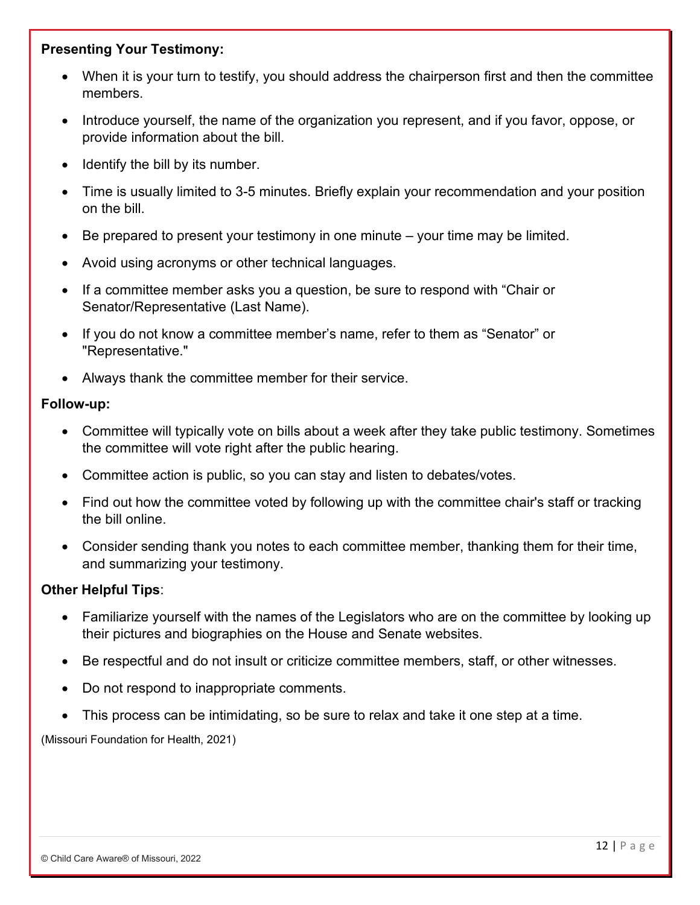**Presenting Your Testimony:**

- When it is your turn to testify, you should address the chairperson first and then the committee members.
- Introduce yourself, the name of the organization you represent, and if you favor, oppose, or provide information about the bill.
- Identify the bill by its number.
- Time is usually limited to 3-5 minutes. Briefly explain your recommendation and your position on the bill.
- Be prepared to present your testimony in one minute – your time may be limited.
- Avoid using acronyms or other technical languages.
- If a committee member asks you a question, be sure to respond with "Chair or Senator/Representative (Last Name).
- If you do not know a committee member's name, refer to them as "Senator" or "Representative."
- Always thank the committee member for their service.

**Follow-up:**

- Committee will typically vote on bills about a week after they take public testimony. Sometimes the committee will vote right after the public hearing.
- Committee action is public, so you can stay and listen to debates/votes.
- Find out how the committee voted by following up with the committee chair's staff or tracking the bill online.
- Consider sending thank you notes to each committee member, thanking them for their time, and summarizing your testimony.

**Other Helpful Tips**:

- Familiarize yourself with the names of the Legislators who are on the committee by looking up their pictures and biographies on the House and Senate websites.
- Be respectful and do not insult or criticize committee members, staff, or other witnesses.
- Do not respond to inappropriate comments.
- This process can be intimidating, so be sure to relax and take it one step at a time.

(Missouri Foundation for Health, 2021)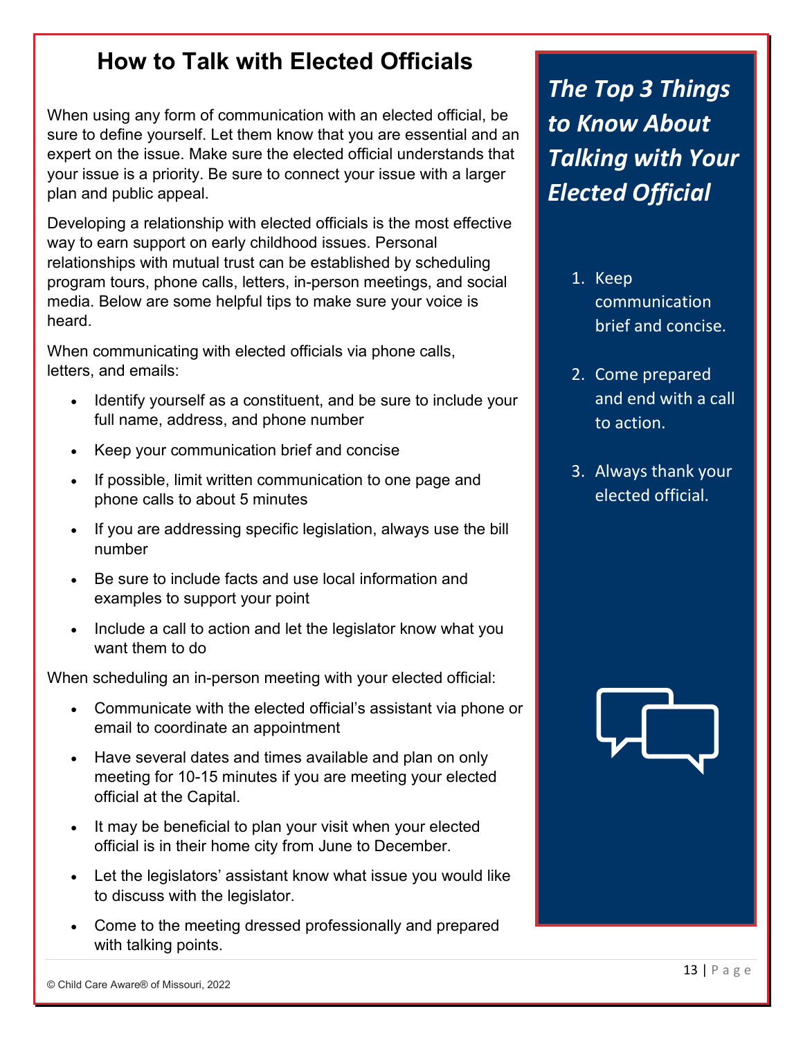# How to Talk with Elected Officials

When using any form of communication with an elected official, be sure to define yourself. Let them know that you are essential and an expert on the issue. Make sure the elected official understands that your issue is a priority. Be sure to connect your issue with a larger plan and public appeal.

Developing a relationship with elected officials is the most effective way to earn support on early childhood issues. Personal relationships with mutual trust can be established by scheduling program tours, phone calls, letters, in-person meetings, and social media. Below are some helpful tips to make sure your voice is heard.

When communicating with elected officials via phone calls, letters, and emails:

- Identify yourself as a constituent, and be sure to include your full name, address, and phone number
- Keep your communication brief and concise
- If possible, limit written communication to one page and phone calls to about 5 minutes
- If you are addressing specific legislation, always use the bill number
- Be sure to include facts and use local information and examples to support your point
- Include a call to action and let the legislator know what you want them to do

When scheduling an in-person meeting with your elected official:

- Communicate with the elected official's assistant via phone or email to coordinate an appointment
- Have several dates and times available and plan on only meeting for 10-15 minutes if you are meeting your elected official at the Capital.
- It may be beneficial to plan your visit when your elected official is in their home city from June to December.
- Let the legislators' assistant know what issue you would like to discuss with the legislator.
- Come to the meeting dressed professionally and prepared with talking points.

## *The Top 3 Things to Know About Talking with Your Elected Official*

1. Keep communication brief and concise.
2. Come prepared and end with a call to action.
3. Always thank your elected official.

© Child Care Aware® of Missouri, 2022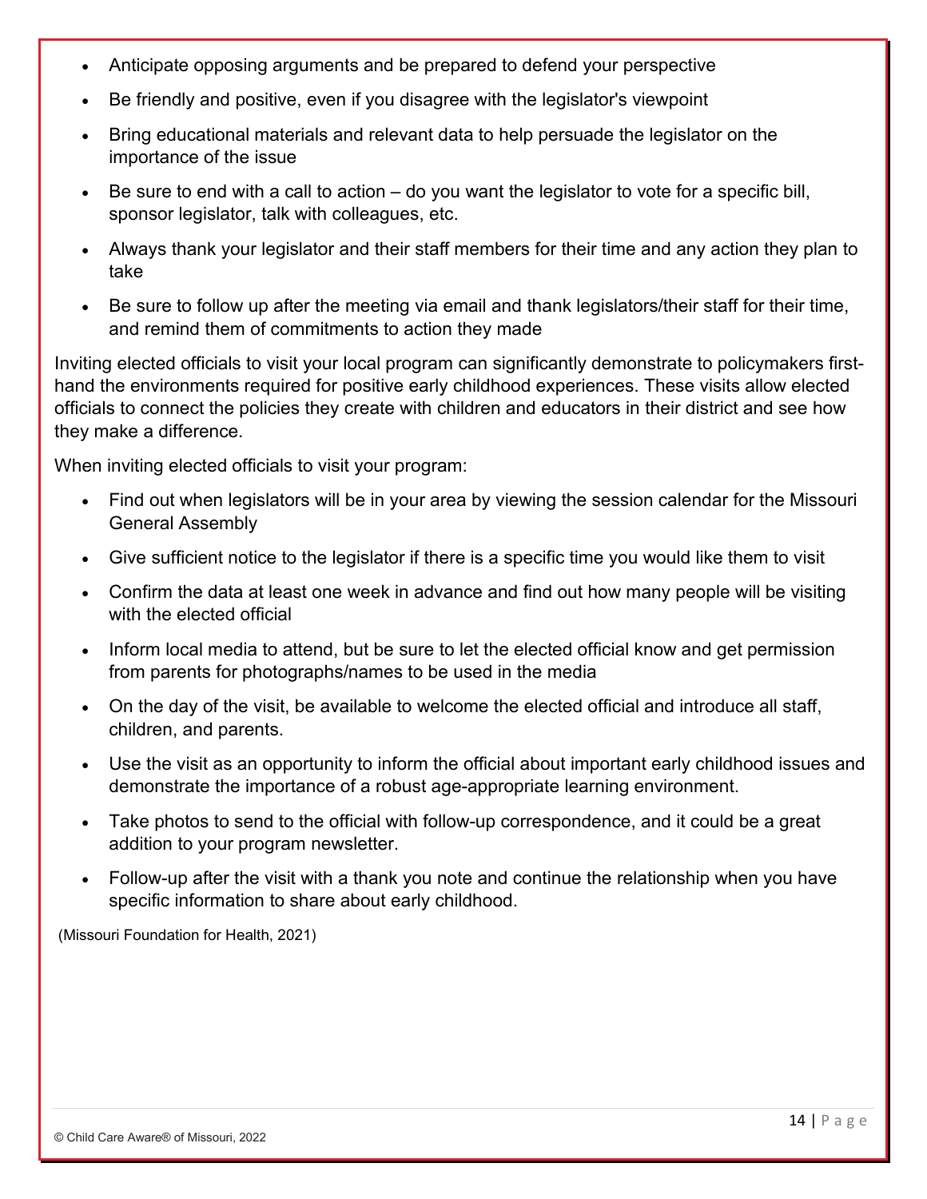- Anticipate opposing arguments and be prepared to defend your perspective
- Be friendly and positive, even if you disagree with the legislator's viewpoint
- Bring educational materials and relevant data to help persuade the legislator on the importance of the issue
- Be sure to end with a call to action – do you want the legislator to vote for a specific bill, sponsor legislator, talk with colleagues, etc.
- Always thank your legislator and their staff members for their time and any action they plan to take
- Be sure to follow up after the meeting via email and thank legislators/their staff for their time, and remind them of commitments to action they made

Inviting elected officials to visit your local program can significantly demonstrate to policymakers first-hand the environments required for positive early childhood experiences. These visits allow elected officials to connect the policies they create with children and educators in their district and see how they make a difference.

When inviting elected officials to visit your program:

- Find out when legislators will be in your area by viewing the session calendar for the Missouri General Assembly
- Give sufficient notice to the legislator if there is a specific time you would like them to visit
- Confirm the data at least one week in advance and find out how many people will be visiting with the elected official
- Inform local media to attend, but be sure to let the elected official know and get permission from parents for photographs/names to be used in the media
- On the day of the visit, be available to welcome the elected official and introduce all staff, children, and parents.
- Use the visit as an opportunity to inform the official about important early childhood issues and demonstrate the importance of a robust age-appropriate learning environment.
- Take photos to send to the official with follow-up correspondence, and it could be a great addition to your program newsletter.
- Follow-up after the visit with a thank you note and continue the relationship when you have specific information to share about early childhood.

(Missouri Foundation for Health, 2021)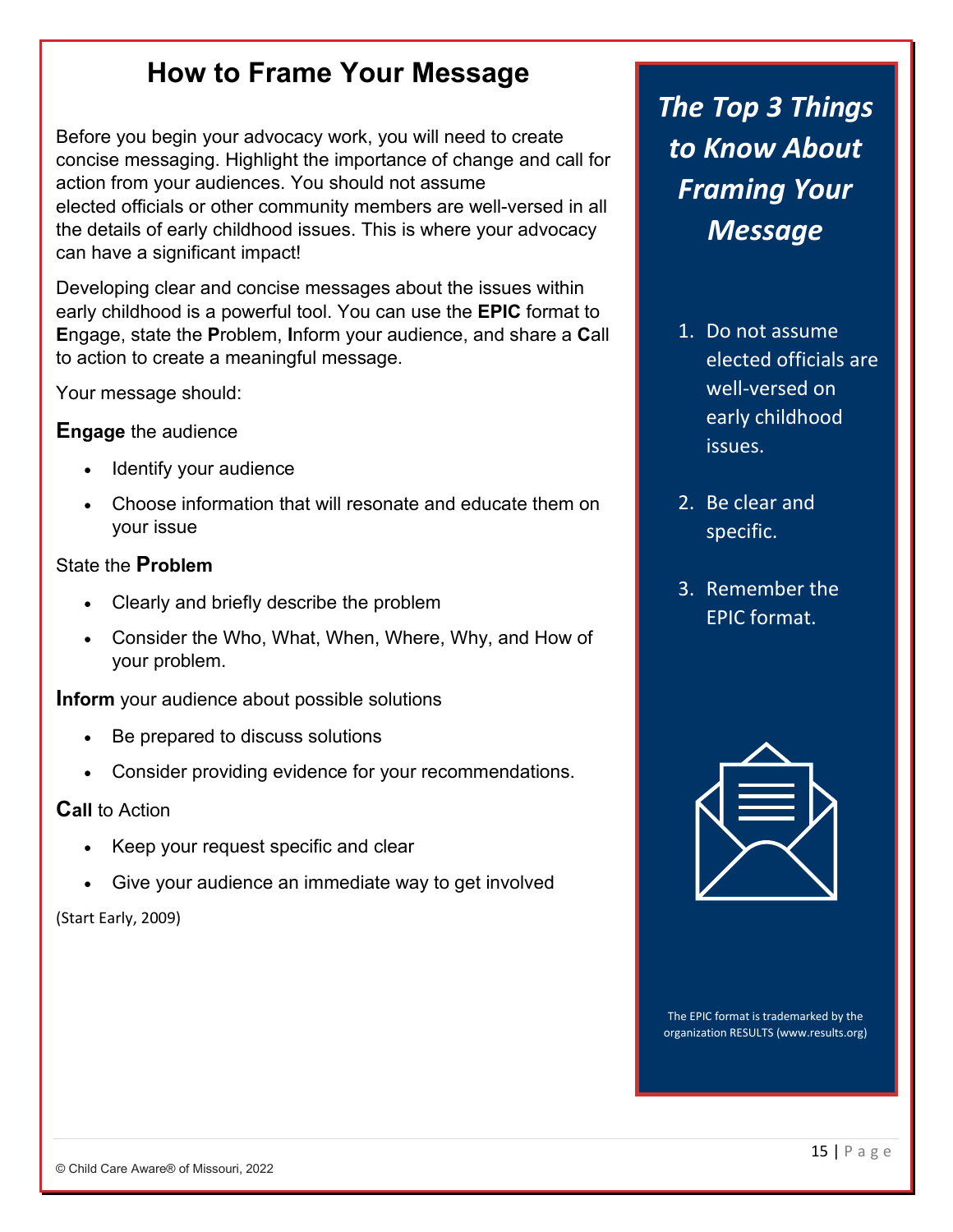# How to Frame Your Message

Before you begin your advocacy work, you will need to create concise messaging. Highlight the importance of change and call for action from your audiences. You should not assume elected officials or other community members are well-versed in all the details of early childhood issues. This is where your advocacy can have a significant impact!

Developing clear and concise messages about the issues within early childhood is a powerful tool. You can use the **EPIC** format to **E**ngage, state the **P**roblem, **I**nform your audience, and share a **C**all to action to create a meaningful message.

Your message should:

**Engage** the audience

- Identify your audience
- Choose information that will resonate and educate them on your issue

State the **Problem**

- Clearly and briefly describe the problem
- Consider the Who, What, When, Where, Why, and How of your problem.

**Inform** your audience about possible solutions

- Be prepared to discuss solutions
- Consider providing evidence for your recommendations.

**Call** to Action

- Keep your request specific and clear
- Give your audience an immediate way to get involved

(Start Early, 2009)

## *The Top 3 Things to Know About Framing Your Message*

1. Do not assume elected officials are well-versed on early childhood issues.
2. Be clear and specific.
3. Remember the EPIC format.

The EPIC format is trademarked by the organization RESULTS (www.results.org)

© Child Care Aware® of Missouri, 2022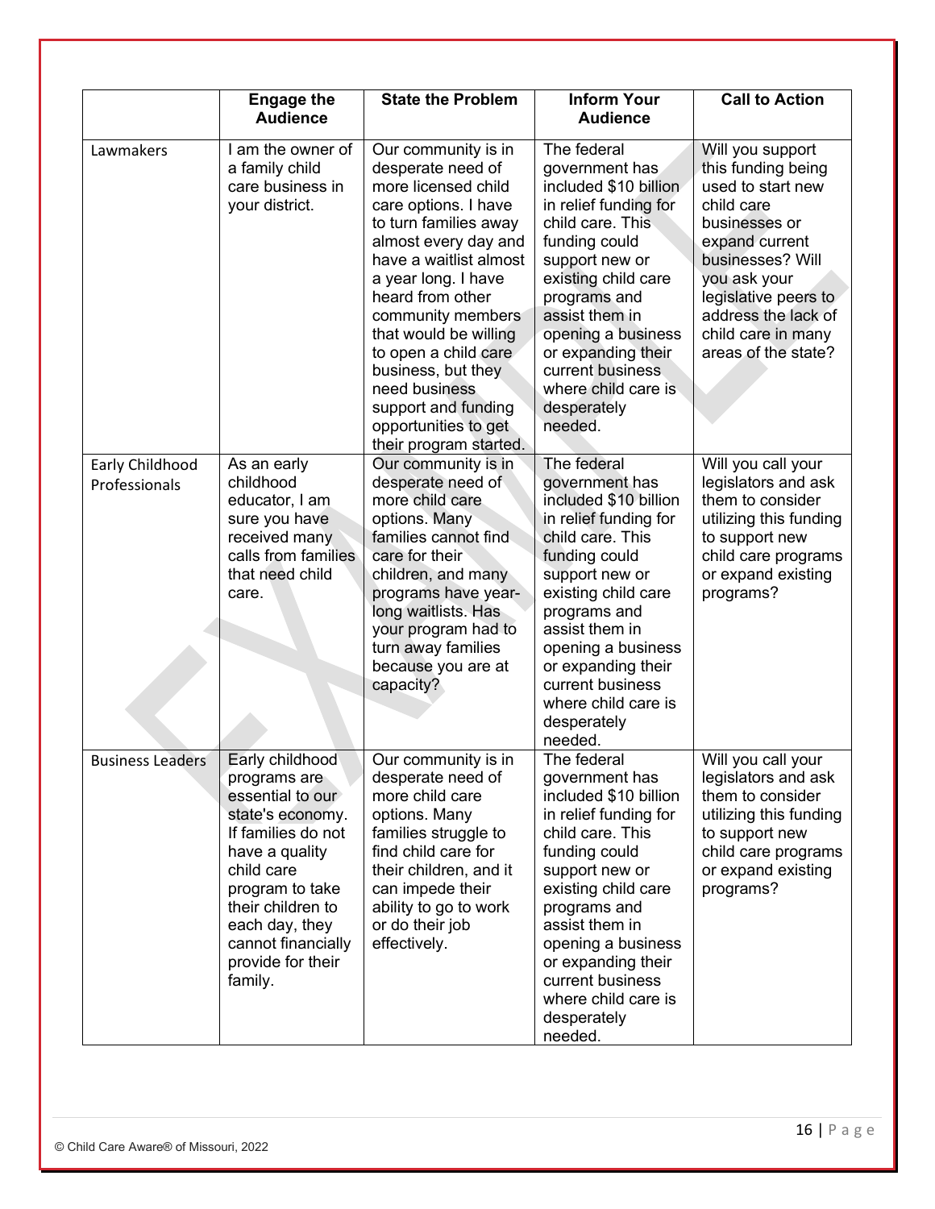| | Engage the Audience | State the Problem | Inform Your Audience | Call to Action |
|---|---|---|---|---|
| Lawmakers | I am the owner of a family child care business in your district. | Our community is in desperate need of more licensed child care options. I have to turn families away almost every day and have a waitlist almost a year long. I have heard from other community members that would be willing to open a child care business, but they need business support and funding opportunities to get their program started. | The federal government has included $10 billion in relief funding for child care. This funding could support new or existing child care programs and assist them in opening a business or expanding their current business where child care is desperately needed. | Will you support this funding being used to start new child care businesses or expand current businesses? Will you ask your legislative peers to address the lack of child care in many areas of the state? |
| Early Childhood Professionals | As an early childhood educator, I am sure you have received many calls from families that need child care. | Our community is in desperate need of more child care options. Many families cannot find care for their children, and many programs have year-long waitlists. Has your program had to turn away families because you are at capacity? | The federal government has included $10 billion in relief funding for child care. This funding could support new or existing child care programs and assist them in opening a business or expanding their current business where child care is desperately needed. | Will you call your legislators and ask them to consider utilizing this funding to support new child care programs or expand existing programs? |
| Business Leaders | Early childhood programs are essential to our state's economy. If families do not have a quality child care program to take their children to each day, they cannot financially provide for their family. | Our community is in desperate need of more child care options. Many families struggle to find child care for their children, and it can impede their ability to go to work or do their job effectively. | The federal government has included $10 billion in relief funding for child care. This funding could support new or existing child care programs and assist them in opening a business or expanding their current business where child care is desperately needed. | Will you call your legislators and ask them to consider utilizing this funding to support new child care programs or expand existing programs? |

© Child Care Aware® of Missouri, 2022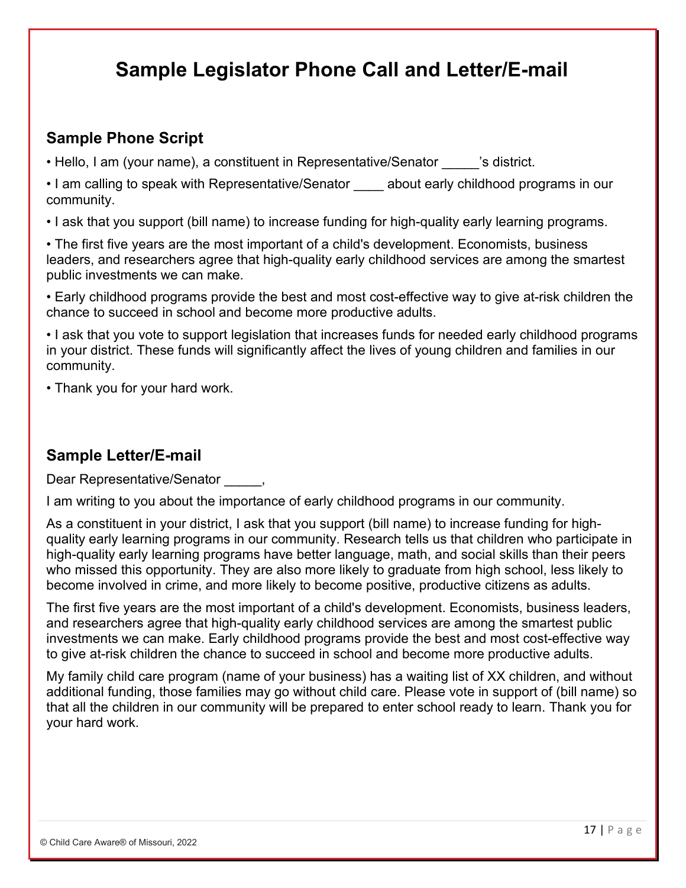# Sample Legislator Phone Call and Letter/E-mail

## Sample Phone Script

- Hello, I am (your name), a constituent in Representative/Senator _____'s district.
- I am calling to speak with Representative/Senator ____ about early childhood programs in our community.
- I ask that you support (bill name) to increase funding for high-quality early learning programs.
- The first five years are the most important of a child's development. Economists, business leaders, and researchers agree that high-quality early childhood services are among the smartest public investments we can make.
- Early childhood programs provide the best and most cost-effective way to give at-risk children the chance to succeed in school and become more productive adults.
- I ask that you vote to support legislation that increases funds for needed early childhood programs in your district. These funds will significantly affect the lives of young children and families in our community.
- Thank you for your hard work.

## Sample Letter/E-mail

Dear Representative/Senator _____,

I am writing to you about the importance of early childhood programs in our community.

As a constituent in your district, I ask that you support (bill name) to increase funding for high-quality early learning programs in our community. Research tells us that children who participate in high-quality early learning programs have better language, math, and social skills than their peers who missed this opportunity. They are also more likely to graduate from high school, less likely to become involved in crime, and more likely to become positive, productive citizens as adults.

The first five years are the most important of a child's development. Economists, business leaders, and researchers agree that high-quality early childhood services are among the smartest public investments we can make. Early childhood programs provide the best and most cost-effective way to give at-risk children the chance to succeed in school and become more productive adults.

My family child care program (name of your business) has a waiting list of XX children, and without additional funding, those families may go without child care. Please vote in support of (bill name) so that all the children in our community will be prepared to enter school ready to learn. Thank you for your hard work.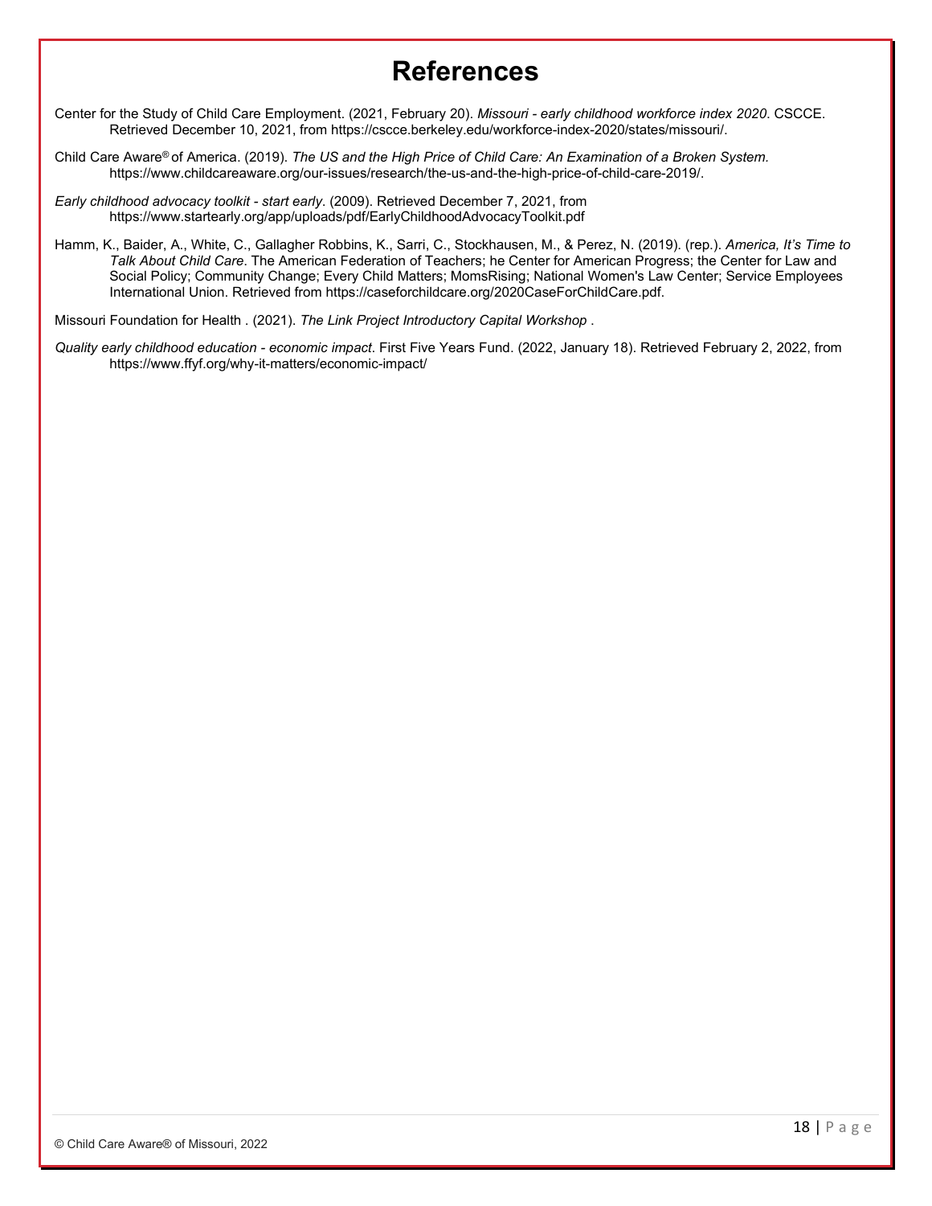# References

Center for the Study of Child Care Employment. (2021, February 20). *Missouri - early childhood workforce index 2020*. CSCCE. Retrieved December 10, 2021, from https://cscce.berkeley.edu/workforce-index-2020/states/missouri/.

Child Care Aware® of America. (2019). *The US and the High Price of Child Care: An Examination of a Broken System.* https://www.childcareaware.org/our-issues/research/the-us-and-the-high-price-of-child-care-2019/.

*Early childhood advocacy toolkit - start early*. (2009). Retrieved December 7, 2021, from https://www.startearly.org/app/uploads/pdf/EarlyChildhoodAdvocacyToolkit.pdf

Hamm, K., Baider, A., White, C., Gallagher Robbins, K., Sarri, C., Stockhausen, M., & Perez, N. (2019). (rep.). *America, It's Time to Talk About Child Care*. The American Federation of Teachers; he Center for American Progress; the Center for Law and Social Policy; Community Change; Every Child Matters; MomsRising; National Women's Law Center; Service Employees International Union. Retrieved from https://caseforchildcare.org/2020CaseForChildCare.pdf.

Missouri Foundation for Health . (2021). *The Link Project Introductory Capital Workshop* .

*Quality early childhood education - economic impact*. First Five Years Fund. (2022, January 18). Retrieved February 2, 2022, from https://www.ffyf.org/why-it-matters/economic-impact/

© Child Care Aware® of Missouri, 2022